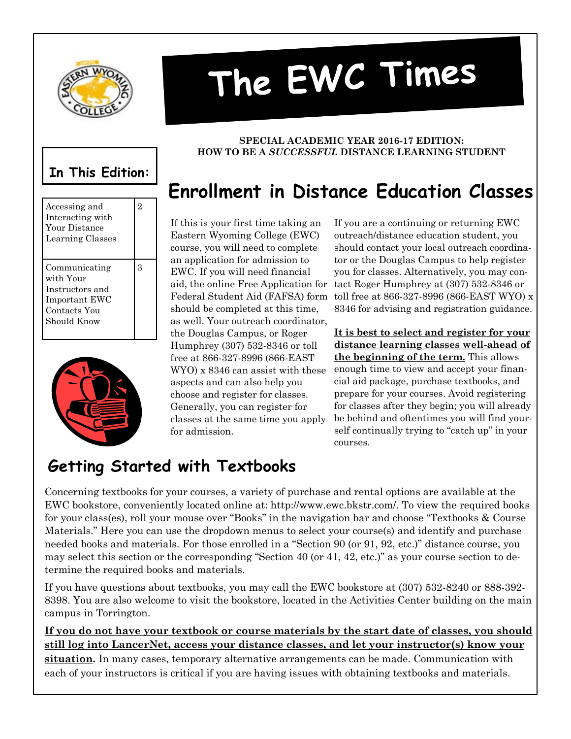# The EWC Times

**SPECIAL ACADEMIC YEAR 2016-17 EDITION:**
**HOW TO BE A *SUCCESSFUL* DISTANCE LEARNING STUDENT**

## In This Edition:

| | |
|---|---|
| Accessing and Interacting with Your Distance Learning Classes | 2 |
| Communicating with Your Instructors and Important EWC Contacts You Should Know | 3 |

## Enrollment in Distance Education Classes

If this is your first time taking an Eastern Wyoming College (EWC) course, you will need to complete an application for admission to EWC. If you will need financial aid, the online Free Application for Federal Student Aid (FAFSA) form should be completed at this time, as well. Your outreach coordinator, the Douglas Campus, or Roger Humphrey (307) 532-8346 or toll free at 866-327-8996 (866-EAST WYO) x 8346 can assist with these aspects and can also help you choose and register for classes. Generally, you can register for classes at the same time you apply for admission.

If you are a continuing or returning EWC outreach/distance education student, you should contact your local outreach coordinator or the Douglas Campus to help register you for classes. Alternatively, you may contact Roger Humphrey at (307) 532-8346 or toll free at 866-327-8996 (866-EAST WYO) x 8346 for advising and registration guidance.

**It is best to select and register for your distance learning classes well-ahead of the beginning of the term.** This allows enough time to view and accept your financial aid package, purchase textbooks, and prepare for your courses. Avoid registering for classes after they begin; you will already be behind and oftentimes you will find yourself continually trying to "catch up" in your courses.

## Getting Started with Textbooks

Concerning textbooks for your courses, a variety of purchase and rental options are available at the EWC bookstore, conveniently located online at: http://www.ewc.bkstr.com/. To view the required books for your class(es), roll your mouse over "Books" in the navigation bar and choose "Textbooks & Course Materials." Here you can use the dropdown menus to select your course(s) and identify and purchase needed books and materials. For those enrolled in a "Section 90 (or 91, 92, etc.)" distance course, you may select this section or the corresponding "Section 40 (or 41, 42, etc.)" as your course section to determine the required books and materials.

If you have questions about textbooks, you may call the EWC bookstore at (307) 532-8240 or 888-392-8398. You are also welcome to visit the bookstore, located in the Activities Center building on the main campus in Torrington.

**If you do not have your textbook or course materials by the start date of classes, you should still log into LancerNet, access your distance classes, and let your instructor(s) know your situation.** In many cases, temporary alternative arrangements can be made. Communication with each of your instructors is critical if you are having issues with obtaining textbooks and materials.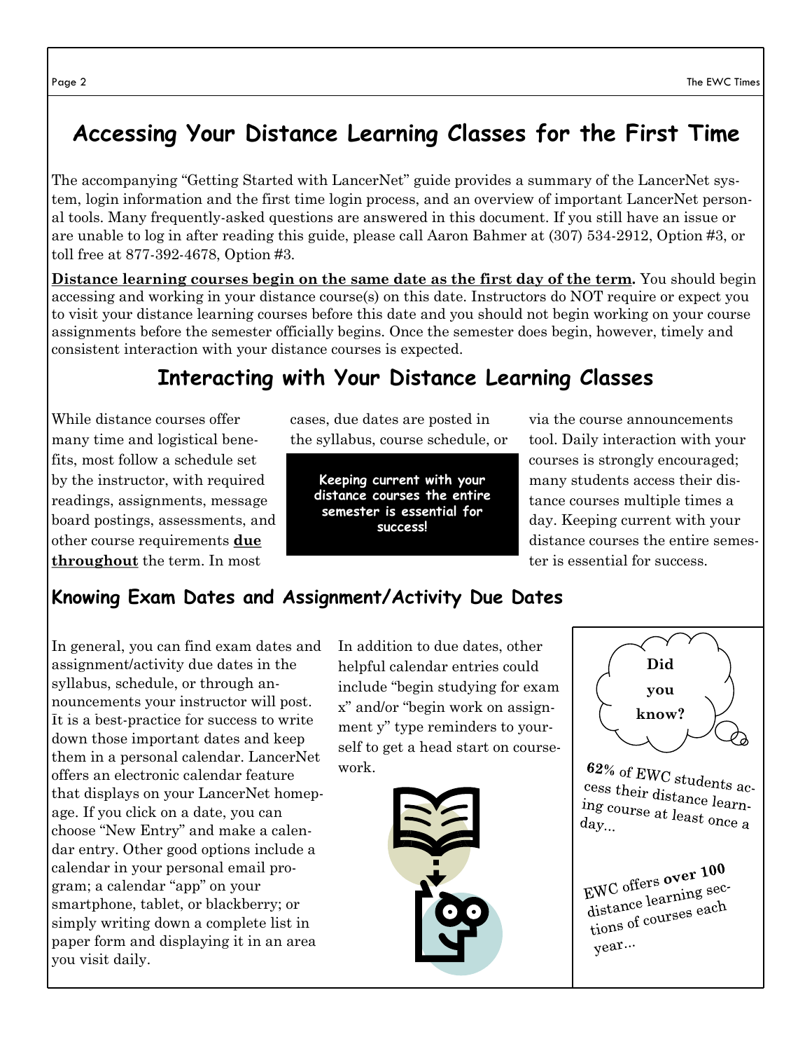## Accessing Your Distance Learning Classes for the First Time

The accompanying "Getting Started with LancerNet" guide provides a summary of the LancerNet system, login information and the first time login process, and an overview of important LancerNet personal tools. Many frequently-asked questions are answered in this document. If you still have an issue or are unable to log in after reading this guide, please call Aaron Bahmer at (307) 534-2912, Option #3, or toll free at 877-392-4678, Option #3.

**Distance learning courses begin on the same date as the first day of the term.** You should begin accessing and working in your distance course(s) on this date. Instructors do NOT require or expect you to visit your distance learning courses before this date and you should not begin working on your course assignments before the semester officially begins. Once the semester does begin, however, timely and consistent interaction with your distance courses is expected.

## Interacting with Your Distance Learning Classes

While distance courses offer many time and logistical benefits, most follow a schedule set by the instructor, with required readings, assignments, message board postings, assessments, and other course requirements **due throughout** the term. In most cases, due dates are posted in the syllabus, course schedule, or via the course announcements tool. Daily interaction with your courses is strongly encouraged; many students access their distance courses multiple times a day. Keeping current with your distance courses the entire semester is essential for success.

**Keeping current with your distance courses the entire semester is essential for success!**

### Knowing Exam Dates and Assignment/Activity Due Dates

In general, you can find exam dates and assignment/activity due dates in the syllabus, schedule, or through announcements your instructor will post. It is a best-practice for success to write down those important dates and keep them in a personal calendar. LancerNet offers an electronic calendar feature that displays on your LancerNet homepage. If you click on a date, you can choose "New Entry" and make a calendar entry. Other good options include a calendar in your personal email program; a calendar "app" on your smartphone, tablet, or blackberry; or simply writing down a complete list in paper form and displaying it in an area you visit daily.

In addition to due dates, other helpful calendar entries could include "begin studying for exam x" and/or "begin work on assignment y" type reminders to yourself to get a head start on coursework.

**Did you know?**

**62%** of EWC students access their distance learning course at least once a day...

EWC offers **over 100** distance learning sections of courses each year...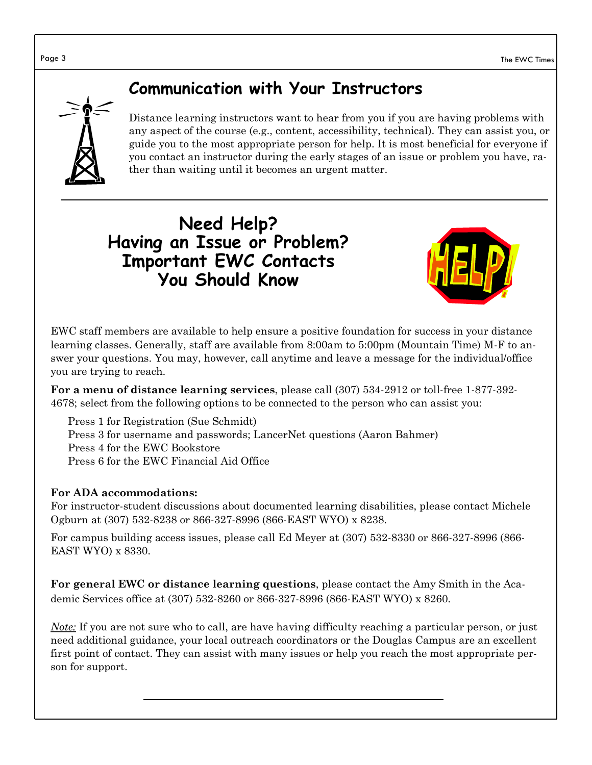## Communication with Your Instructors

Distance learning instructors want to hear from you if you are having problems with any aspect of the course (e.g., content, accessibility, technical). They can assist you, or guide you to the most appropriate person for help. It is most beneficial for everyone if you contact an instructor during the early stages of an issue or problem you have, rather than waiting until it becomes an urgent matter.

---

## Need Help?
## Having an Issue or Problem?
## Important EWC Contacts You Should Know

EWC staff members are available to help ensure a positive foundation for success in your distance learning classes. Generally, staff are available from 8:00am to 5:00pm (Mountain Time) M-F to answer your questions. You may, however, call anytime and leave a message for the individual/office you are trying to reach.

**For a menu of distance learning services**, please call (307) 534-2912 or toll-free 1-877-392-4678; select from the following options to be connected to the person who can assist you:

- Press 1 for Registration (Sue Schmidt)
- Press 3 for username and passwords; LancerNet questions (Aaron Bahmer)
- Press 4 for the EWC Bookstore
- Press 6 for the EWC Financial Aid Office

**For ADA accommodations:**
For instructor-student discussions about documented learning disabilities, please contact Michele Ogburn at (307) 532-8238 or 866-327-8996 (866-EAST WYO) x 8238.

For campus building access issues, please call Ed Meyer at (307) 532-8330 or 866-327-8996 (866-EAST WYO) x 8330.

**For general EWC or distance learning questions**, please contact the Amy Smith in the Academic Services office at (307) 532-8260 or 866-327-8996 (866-EAST WYO) x 8260.

_Note:_ If you are not sure who to call, are have having difficulty reaching a particular person, or just need additional guidance, your local outreach coordinators or the Douglas Campus are an excellent first point of contact. They can assist with many issues or help you reach the most appropriate person for support.